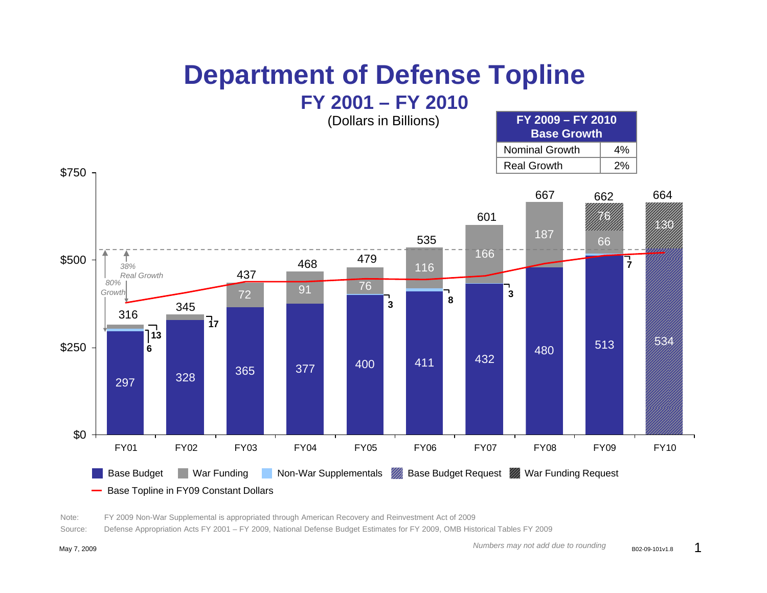# Department of Defense Topline

## FY 2001 – FY 2010

(Dollars in Billions)

| FY 2009 – FY 2010 Base Growth | |
|---|---|
| Nominal Growth | 4% |
| Real Growth | 2% |

| | FY01 | FY02 | FY03 | FY04 | FY05 | FY06 | FY07 | FY08 | FY09 | FY10 |
|---|---|---|---|---|---|---|---|---|---|---|
| Base Budget | 297 | 328 | 365 | 377 | 400 | 411 | 432 | 480 | 513 | |
| Base Budget Request | | | | | | | | | | 534 |
| Non-War Supplementals | 6 | | | | 3 | 8 | 3 | | 7 | |
| War Funding | 13 | 17 | 72 | 91 | 76 | 116 | 166 | 187 | 66 | |
| War Funding Request | | | | | | | | | 76 | 130 |
| Total | 316 | 345 | 437 | 468 | 479 | 535 | 601 | 667 | 662 | 664 |

FY01–FY10: 80% Growth; 38% Real Growth

Legend: Base Budget; War Funding; Non-War Supplementals; Base Budget Request; War Funding Request; Base Topline in FY09 Constant Dollars

Note: FY 2009 Non-War Supplemental is appropriated through American Recovery and Reinvestment Act of 2009

Source: Defense Appropriation Acts FY 2001 – FY 2009, National Defense Budget Estimates for FY 2009, OMB Historical Tables FY 2009

May 7, 2009

*Numbers may not add due to rounding*

B02-09-101v1.8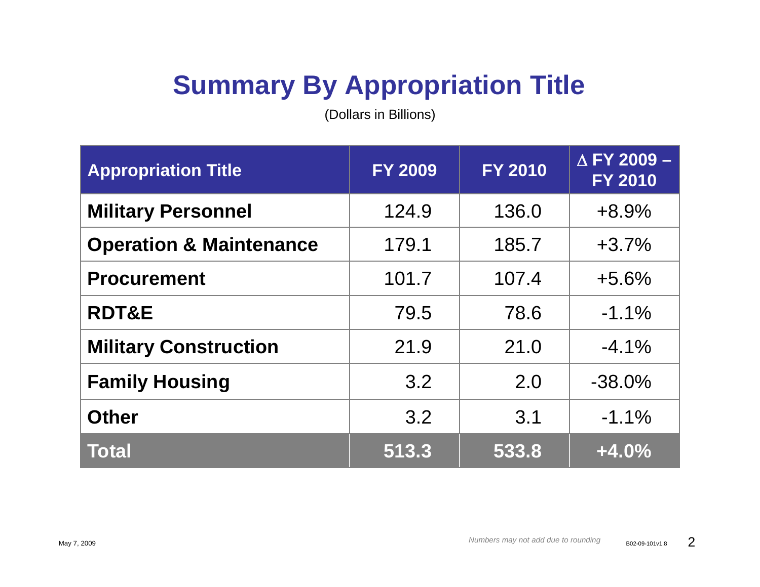# Summary By Appropriation Title

(Dollars in Billions)

| Appropriation Title | FY 2009 | FY 2010 | Δ FY 2009 – FY 2010 |
|---|---|---|---|
| **Military Personnel** | 124.9 | 136.0 | +8.9% |
| **Operation & Maintenance** | 179.1 | 185.7 | +3.7% |
| **Procurement** | 101.7 | 107.4 | +5.6% |
| **RDT&E** | 79.5 | 78.6 | -1.1% |
| **Military Construction** | 21.9 | 21.0 | -4.1% |
| **Family Housing** | 3.2 | 2.0 | -38.0% |
| **Other** | 3.2 | 3.1 | -1.1% |
| **Total** | **513.3** | **533.8** | **+4.0%** |

May 7, 2009

*Numbers may not add due to rounding*

B02-09-101v1.8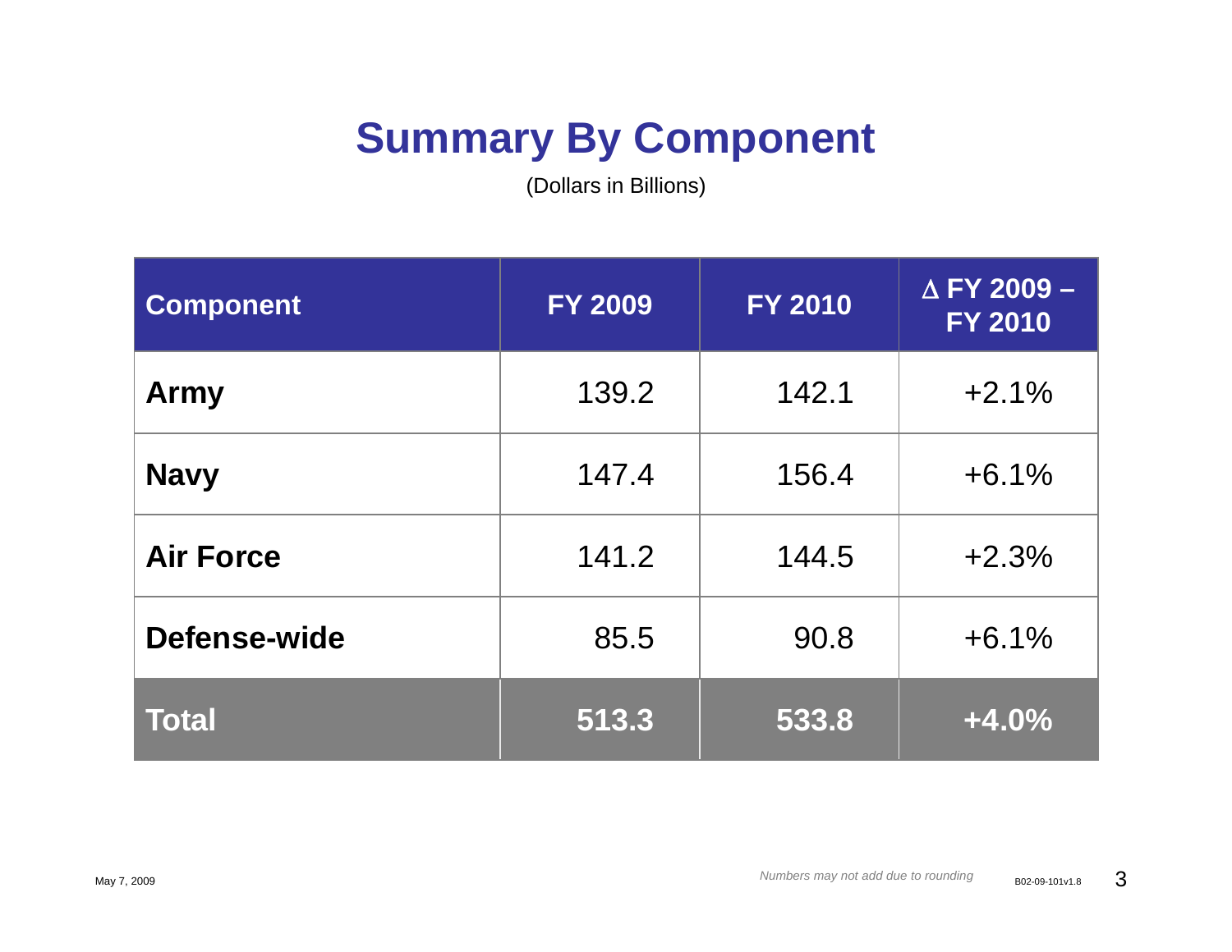# Summary By Component

(Dollars in Billions)

| Component | FY 2009 | FY 2010 | $\Delta$ FY 2009 – FY 2010 |
|---|---|---|---|
| **Army** | 139.2 | 142.1 | +2.1% |
| **Navy** | 147.4 | 156.4 | +6.1% |
| **Air Force** | 141.2 | 144.5 | +2.3% |
| **Defense-wide** | 85.5 | 90.8 | +6.1% |
| **Total** | **513.3** | **533.8** | **+4.0%** |

May 7, 2009

*Numbers may not add due to rounding*

B02-09-101v1.8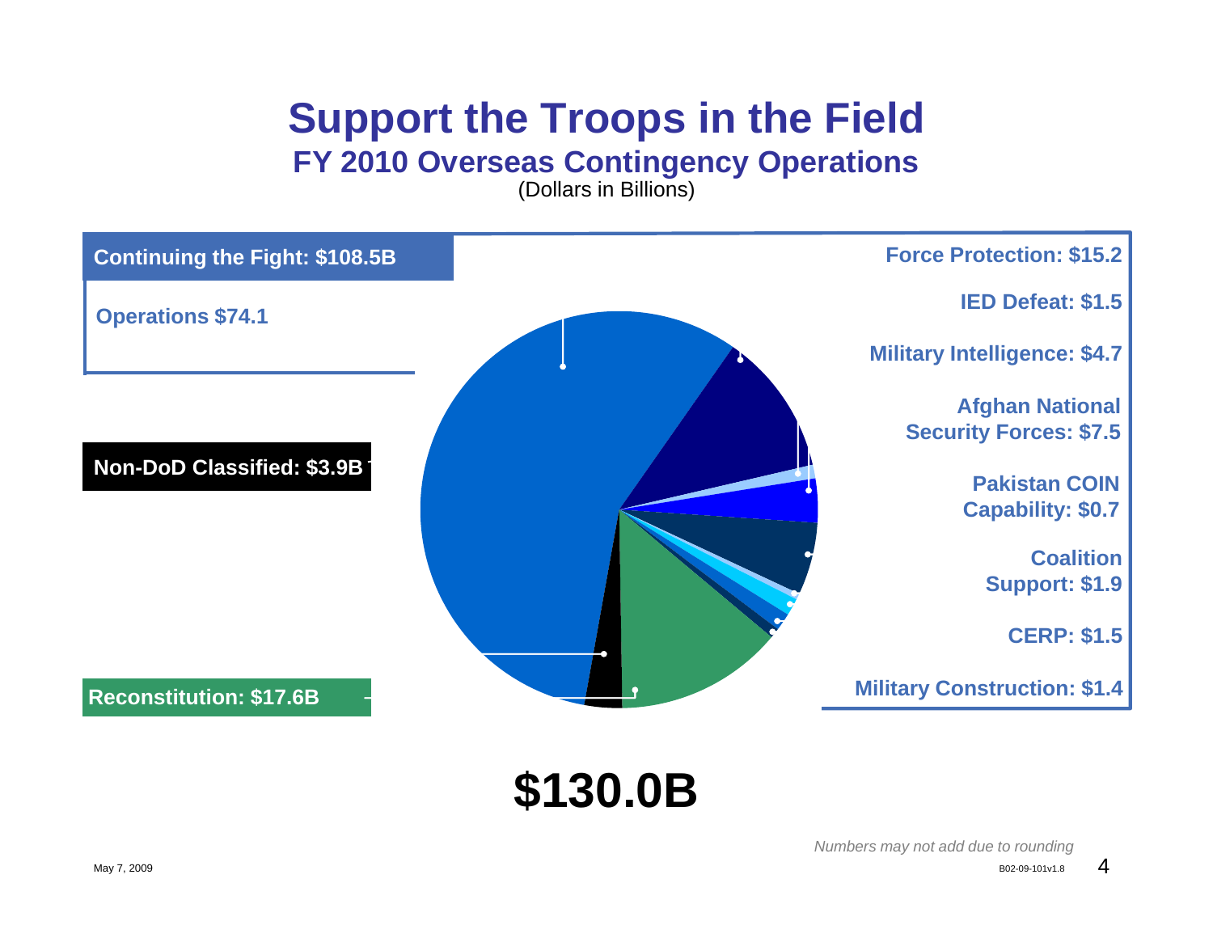# Support the Troops in the Field

## FY 2010 Overseas Contingency Operations

(Dollars in Billions)

Continuing the Fight: $108.5B

Operations $74.1

Force Protection: $15.2

IED Defeat: $1.5

Military Intelligence: $4.7

Afghan National Security Forces: $7.5

Pakistan COIN Capability: $0.7

Coalition Support: $1.9

CERP: $1.5

Military Construction: $1.4

Non-DoD Classified: $3.9B

Reconstitution: $17.6B

**$130.0B**

*Numbers may not add due to rounding*

May 7, 2009

B02-09-101v1.8